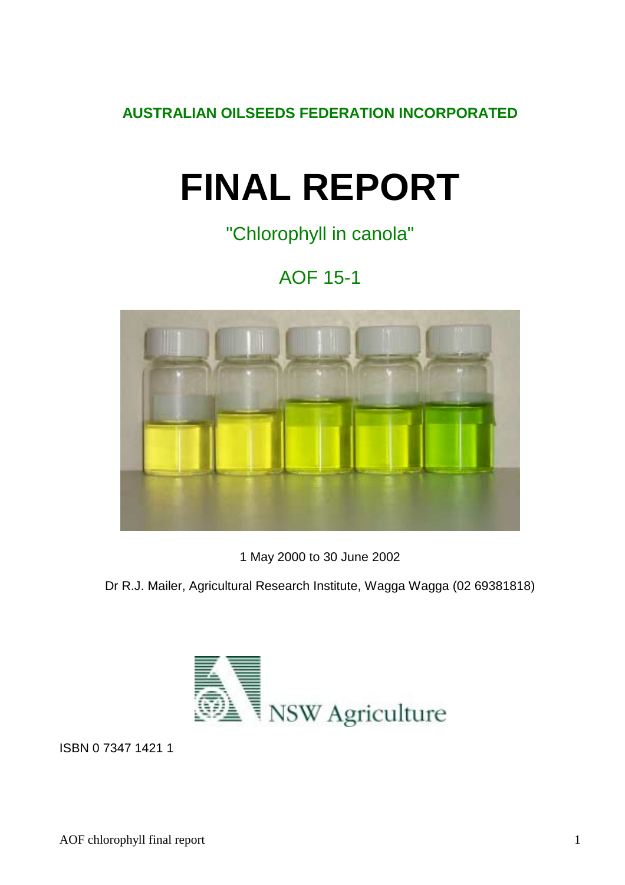**AUSTRALIAN OILSEEDS FEDERATION INCORPORATED**

# FINAL REPORT

## "Chlorophyll in canola"

## AOF 15-1

1 May 2000 to 30 June 2002

Dr R.J. Mailer, Agricultural Research Institute, Wagga Wagga (02 69381818)

NSW Agriculture

ISBN 0 7347 1421 1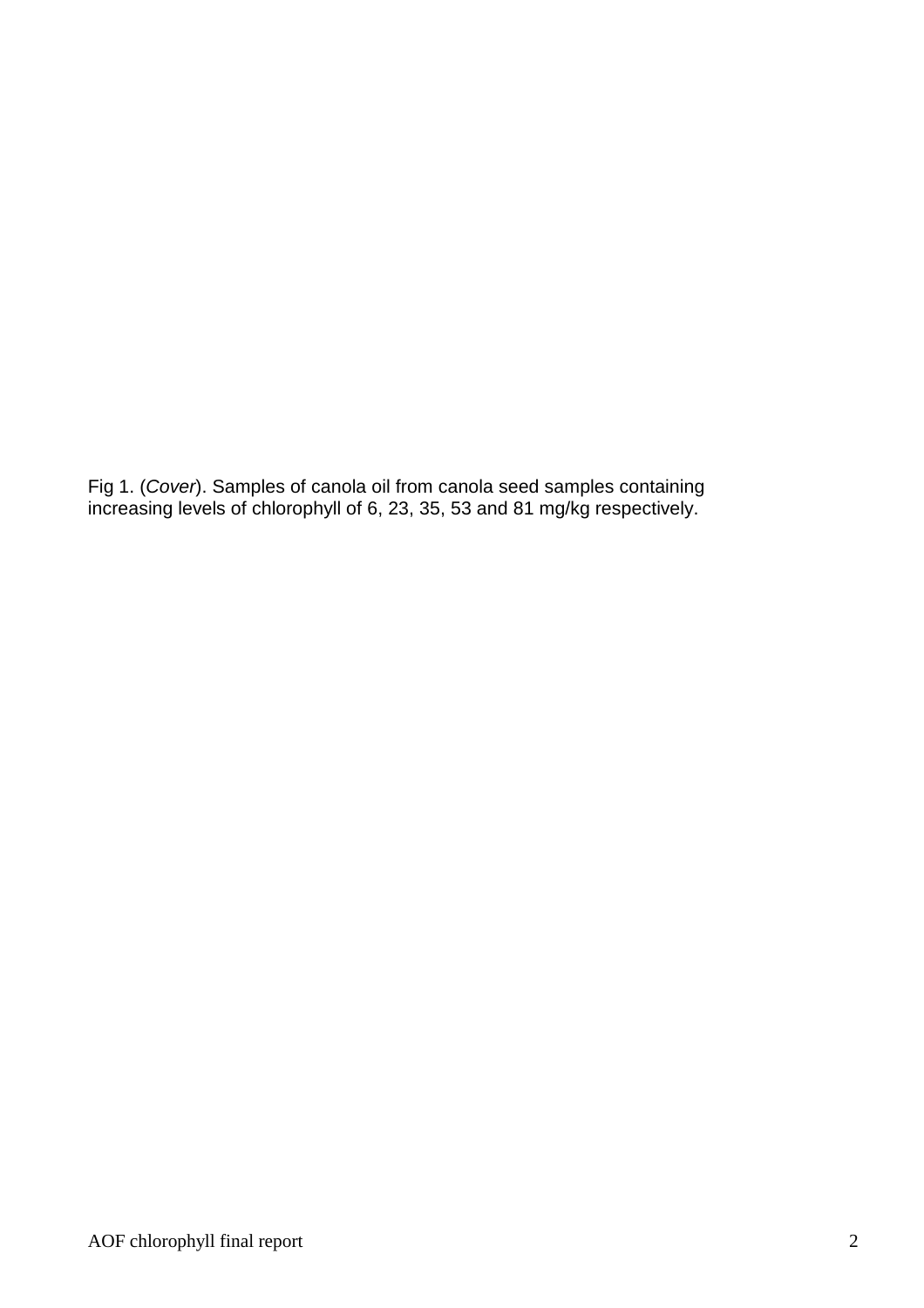Fig 1. (*Cover*). Samples of canola oil from canola seed samples containing increasing levels of chlorophyll of 6, 23, 35, 53 and 81 mg/kg respectively.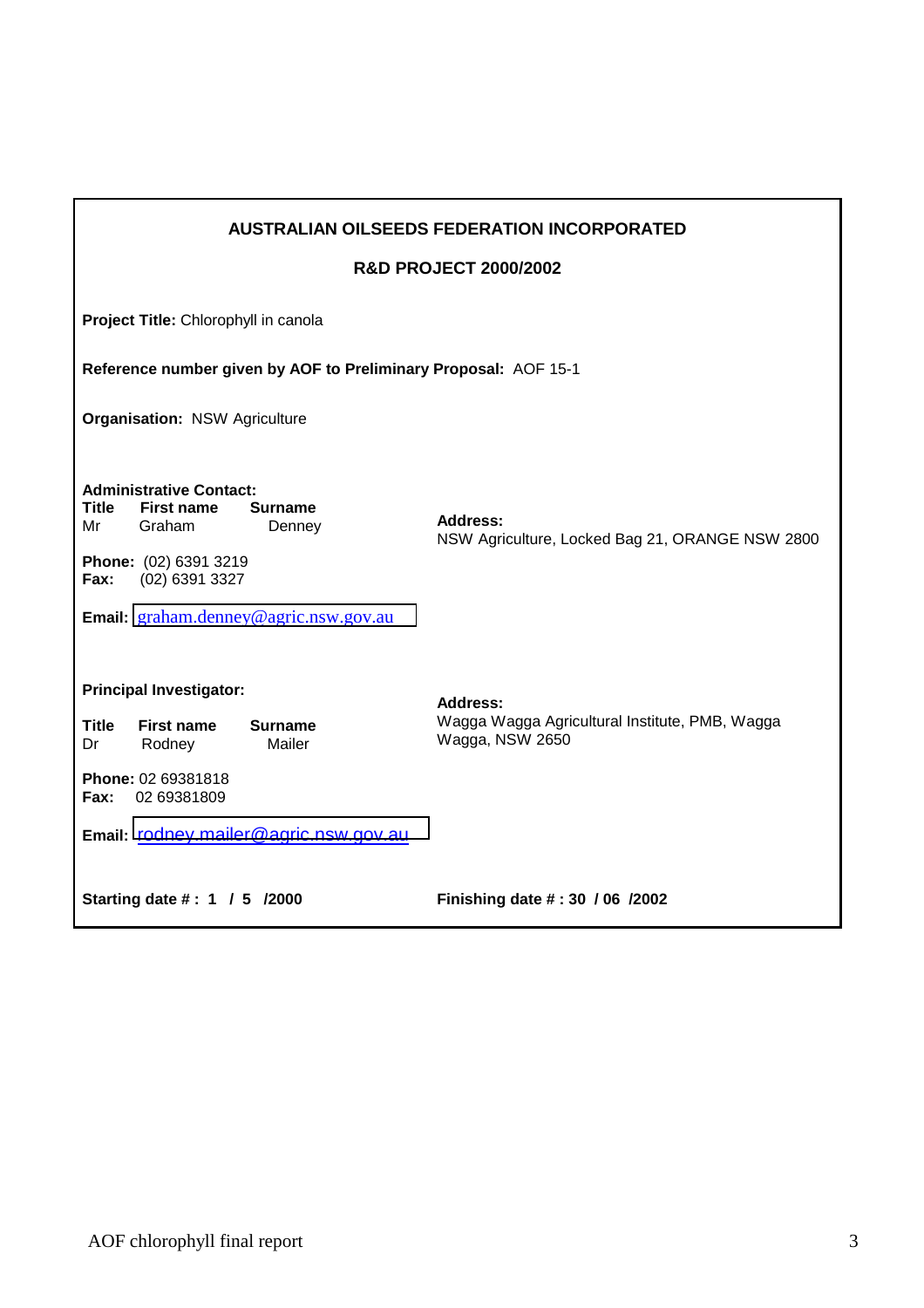**AUSTRALIAN OILSEEDS FEDERATION INCORPORATED**

**R&D PROJECT 2000/2002**

**Project Title:** Chlorophyll in canola

**Reference number given by AOF to Preliminary Proposal:** AOF 15-1

**Organisation:** NSW Agriculture

**Administrative Contact:**

| **Title** | **First name** | **Surname** |
|---|---|---|
| Mr | Graham | Denney |

**Address:**
NSW Agriculture, Locked Bag 21, ORANGE NSW 2800

**Phone:** (02) 6391 3219
**Fax:** (02) 6391 3327

**Email:** graham.denney@agric.nsw.gov.au

**Principal Investigator:**

| **Title** | **First name** | **Surname** |
|---|---|---|
| Dr | Rodney | Mailer |

**Address:**
Wagga Wagga Agricultural Institute, PMB, Wagga Wagga, NSW 2650

**Phone:** 02 69381818
**Fax:** 02 69381809

**Email:** rodney.mailer@agric.nsw.gov.au

**Starting date # : 1 / 5 /2000**

**Finishing date # : 30 / 06 /2002**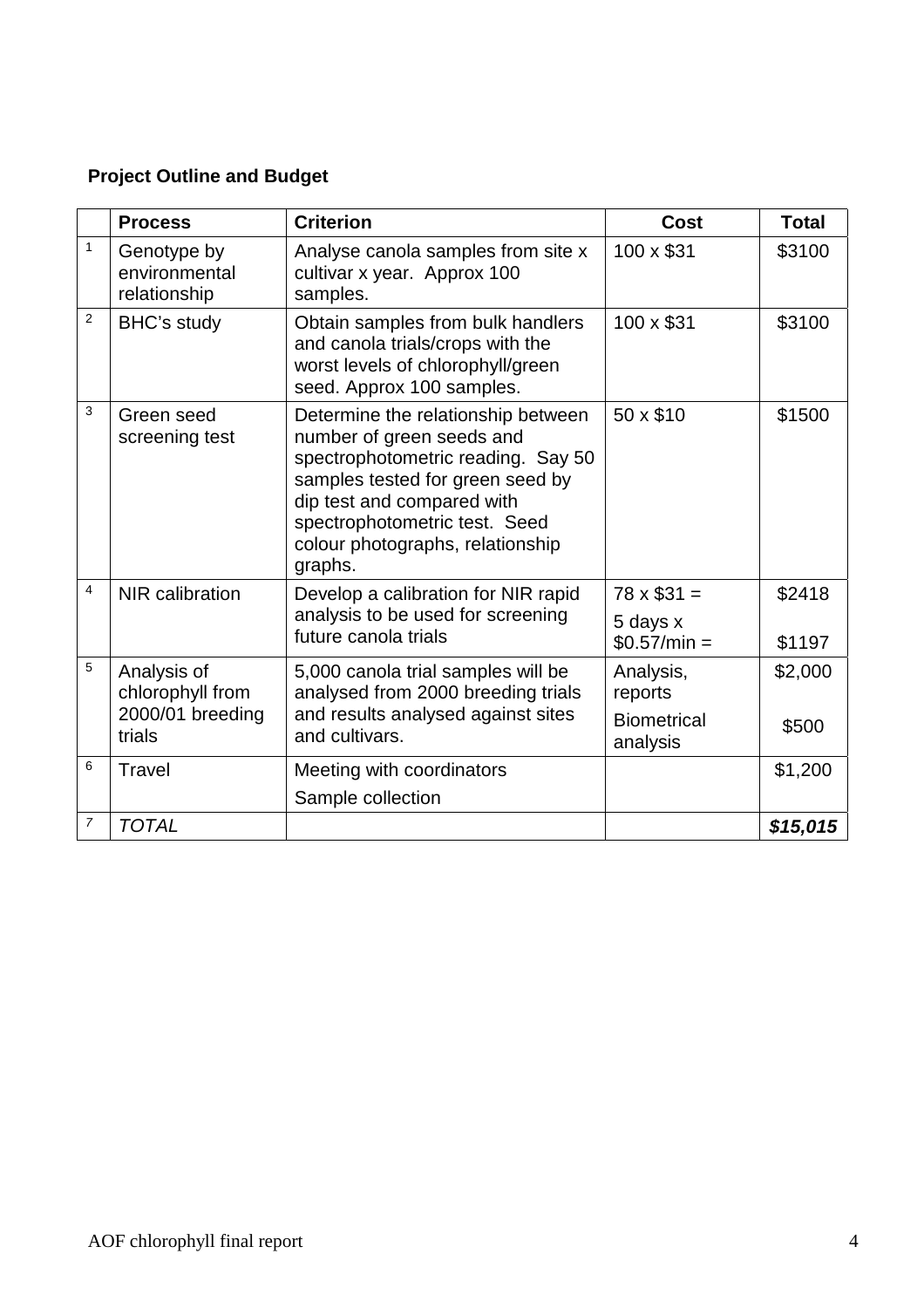**Project Outline and Budget**

| | Process | Criterion | Cost | Total |
|---|---|---|---|---|
| 1 | Genotype by environmental relationship | Analyse canola samples from site x cultivar x year. Approx 100 samples. | 100 x $31 | $3100 |
| 2 | BHC's study | Obtain samples from bulk handlers and canola trials/crops with the worst levels of chlorophyll/green seed. Approx 100 samples. | 100 x $31 | $3100 |
| 3 | Green seed screening test | Determine the relationship between number of green seeds and spectrophotometric reading. Say 50 samples tested for green seed by dip test and compared with spectrophotometric test. Seed colour photographs, relationship graphs. | 50 x $10 | $1500 |
| 4 | NIR calibration | Develop a calibration for NIR rapid analysis to be used for screening future canola trials | 78 x $31 =<br>5 days x $0.57/min = | $2418<br>$1197 |
| 5 | Analysis of chlorophyll from 2000/01 breeding trials | 5,000 canola trial samples will be analysed from 2000 breeding trials and results analysed against sites and cultivars. | Analysis, reports<br>Biometrical analysis | $2,000<br>$500 |
| 6 | Travel | Meeting with coordinators<br>Sample collection | | $1,200 |
| 7 | *TOTAL* | | | ***$15,015*** |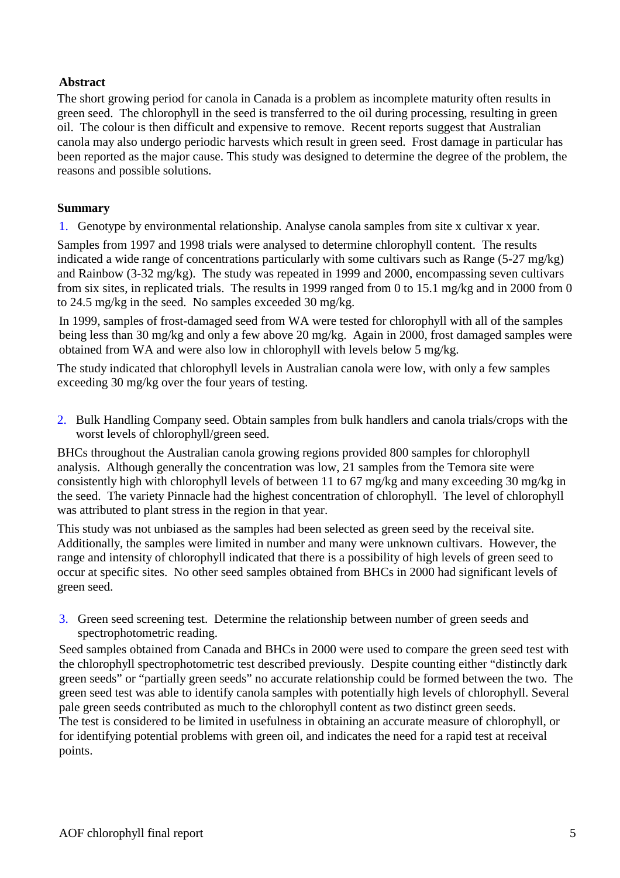**Abstract**

The short growing period for canola in Canada is a problem as incomplete maturity often results in green seed. The chlorophyll in the seed is transferred to the oil during processing, resulting in green oil. The colour is then difficult and expensive to remove. Recent reports suggest that Australian canola may also undergo periodic harvests which result in green seed. Frost damage in particular has been reported as the major cause. This study was designed to determine the degree of the problem, the reasons and possible solutions.

**Summary**

1. Genotype by environmental relationship. Analyse canola samples from site x cultivar x year.

Samples from 1997 and 1998 trials were analysed to determine chlorophyll content. The results indicated a wide range of concentrations particularly with some cultivars such as Range (5-27 mg/kg) and Rainbow (3-32 mg/kg). The study was repeated in 1999 and 2000, encompassing seven cultivars from six sites, in replicated trials. The results in 1999 ranged from 0 to 15.1 mg/kg and in 2000 from 0 to 24.5 mg/kg in the seed. No samples exceeded 30 mg/kg.

In 1999, samples of frost-damaged seed from WA were tested for chlorophyll with all of the samples being less than 30 mg/kg and only a few above 20 mg/kg. Again in 2000, frost damaged samples were obtained from WA and were also low in chlorophyll with levels below 5 mg/kg.

The study indicated that chlorophyll levels in Australian canola were low, with only a few samples exceeding 30 mg/kg over the four years of testing.

2. Bulk Handling Company seed. Obtain samples from bulk handlers and canola trials/crops with the worst levels of chlorophyll/green seed.

BHCs throughout the Australian canola growing regions provided 800 samples for chlorophyll analysis. Although generally the concentration was low, 21 samples from the Temora site were consistently high with chlorophyll levels of between 11 to 67 mg/kg and many exceeding 30 mg/kg in the seed. The variety Pinnacle had the highest concentration of chlorophyll. The level of chlorophyll was attributed to plant stress in the region in that year.

This study was not unbiased as the samples had been selected as green seed by the receival site. Additionally, the samples were limited in number and many were unknown cultivars. However, the range and intensity of chlorophyll indicated that there is a possibility of high levels of green seed to occur at specific sites. No other seed samples obtained from BHCs in 2000 had significant levels of green seed.

3. Green seed screening test. Determine the relationship between number of green seeds and spectrophotometric reading.

Seed samples obtained from Canada and BHCs in 2000 were used to compare the green seed test with the chlorophyll spectrophotometric test described previously. Despite counting either "distinctly dark green seeds" or "partially green seeds" no accurate relationship could be formed between the two. The green seed test was able to identify canola samples with potentially high levels of chlorophyll. Several pale green seeds contributed as much to the chlorophyll content as two distinct green seeds.
The test is considered to be limited in usefulness in obtaining an accurate measure of chlorophyll, or for identifying potential problems with green oil, and indicates the need for a rapid test at receival points.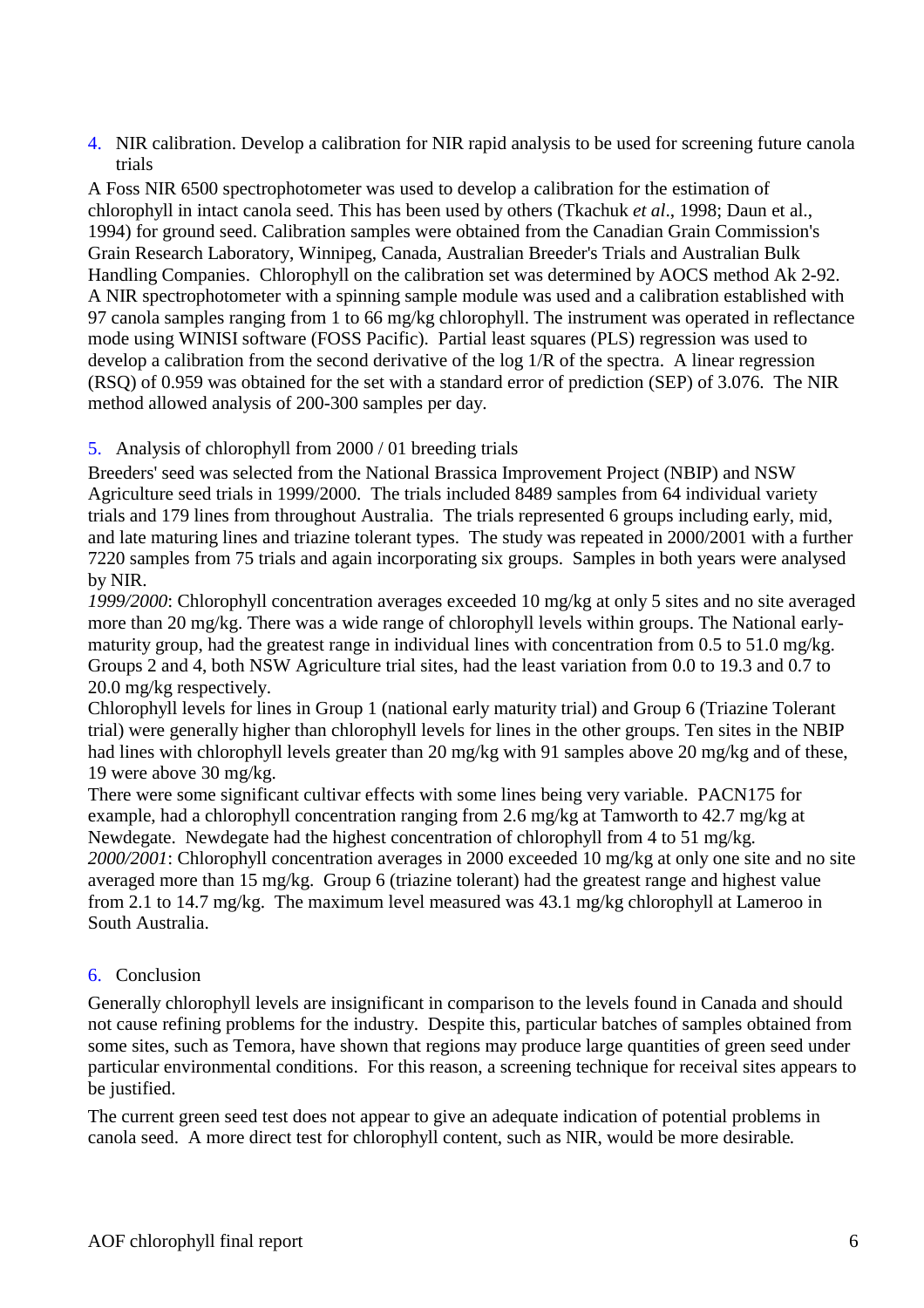## 4. NIR calibration. Develop a calibration for NIR rapid analysis to be used for screening future canola trials

A Foss NIR 6500 spectrophotometer was used to develop a calibration for the estimation of chlorophyll in intact canola seed. This has been used by others (Tkachuk *et al*., 1998; Daun et al., 1994) for ground seed. Calibration samples were obtained from the Canadian Grain Commission's Grain Research Laboratory, Winnipeg, Canada, Australian Breeder's Trials and Australian Bulk Handling Companies. Chlorophyll on the calibration set was determined by AOCS method Ak 2-92. A NIR spectrophotometer with a spinning sample module was used and a calibration established with 97 canola samples ranging from 1 to 66 mg/kg chlorophyll. The instrument was operated in reflectance mode using WINISI software (FOSS Pacific). Partial least squares (PLS) regression was used to develop a calibration from the second derivative of the log 1/R of the spectra. A linear regression (RSQ) of 0.959 was obtained for the set with a standard error of prediction (SEP) of 3.076. The NIR method allowed analysis of 200-300 samples per day.

## 5. Analysis of chlorophyll from 2000 / 01 breeding trials

Breeders' seed was selected from the National Brassica Improvement Project (NBIP) and NSW Agriculture seed trials in 1999/2000. The trials included 8489 samples from 64 individual variety trials and 179 lines from throughout Australia. The trials represented 6 groups including early, mid, and late maturing lines and triazine tolerant types. The study was repeated in 2000/2001 with a further 7220 samples from 75 trials and again incorporating six groups. Samples in both years were analysed by NIR.

*1999/2000*: Chlorophyll concentration averages exceeded 10 mg/kg at only 5 sites and no site averaged more than 20 mg/kg. There was a wide range of chlorophyll levels within groups. The National early-maturity group, had the greatest range in individual lines with concentration from 0.5 to 51.0 mg/kg. Groups 2 and 4, both NSW Agriculture trial sites, had the least variation from 0.0 to 19.3 and 0.7 to 20.0 mg/kg respectively.

Chlorophyll levels for lines in Group 1 (national early maturity trial) and Group 6 (Triazine Tolerant trial) were generally higher than chlorophyll levels for lines in the other groups. Ten sites in the NBIP had lines with chlorophyll levels greater than 20 mg/kg with 91 samples above 20 mg/kg and of these, 19 were above 30 mg/kg.

There were some significant cultivar effects with some lines being very variable. PACN175 for example, had a chlorophyll concentration ranging from 2.6 mg/kg at Tamworth to 42.7 mg/kg at Newdegate. Newdegate had the highest concentration of chlorophyll from 4 to 51 mg/kg.

*2000/2001*: Chlorophyll concentration averages in 2000 exceeded 10 mg/kg at only one site and no site averaged more than 15 mg/kg. Group 6 (triazine tolerant) had the greatest range and highest value from 2.1 to 14.7 mg/kg. The maximum level measured was 43.1 mg/kg chlorophyll at Lameroo in South Australia.

## 6. Conclusion

Generally chlorophyll levels are insignificant in comparison to the levels found in Canada and should not cause refining problems for the industry. Despite this, particular batches of samples obtained from some sites, such as Temora, have shown that regions may produce large quantities of green seed under particular environmental conditions. For this reason, a screening technique for receival sites appears to be justified.

The current green seed test does not appear to give an adequate indication of potential problems in canola seed. A more direct test for chlorophyll content, such as NIR, would be more desirable.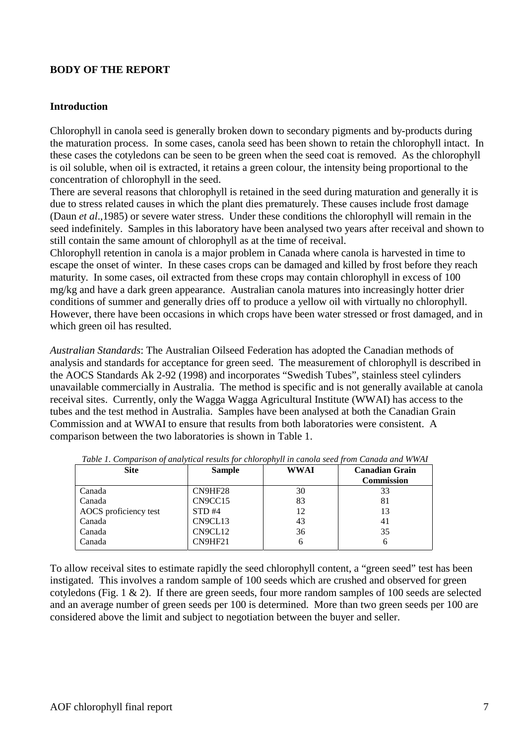## BODY OF THE REPORT

### Introduction

Chlorophyll in canola seed is generally broken down to secondary pigments and by-products during the maturation process. In some cases, canola seed has been shown to retain the chlorophyll intact. In these cases the cotyledons can be seen to be green when the seed coat is removed. As the chlorophyll is oil soluble, when oil is extracted, it retains a green colour, the intensity being proportional to the concentration of chlorophyll in the seed.

There are several reasons that chlorophyll is retained in the seed during maturation and generally it is due to stress related causes in which the plant dies prematurely. These causes include frost damage (Daun *et al*.,1985) or severe water stress. Under these conditions the chlorophyll will remain in the seed indefinitely. Samples in this laboratory have been analysed two years after receival and shown to still contain the same amount of chlorophyll as at the time of receival.

Chlorophyll retention in canola is a major problem in Canada where canola is harvested in time to escape the onset of winter. In these cases crops can be damaged and killed by frost before they reach maturity. In some cases, oil extracted from these crops may contain chlorophyll in excess of 100 mg/kg and have a dark green appearance. Australian canola matures into increasingly hotter drier conditions of summer and generally dries off to produce a yellow oil with virtually no chlorophyll. However, there have been occasions in which crops have been water stressed or frost damaged, and in which green oil has resulted.

*Australian Standards*: The Australian Oilseed Federation has adopted the Canadian methods of analysis and standards for acceptance for green seed. The measurement of chlorophyll is described in the AOCS Standards Ak 2-92 (1998) and incorporates "Swedish Tubes", stainless steel cylinders unavailable commercially in Australia. The method is specific and is not generally available at canola receival sites. Currently, only the Wagga Wagga Agricultural Institute (WWAI) has access to the tubes and the test method in Australia. Samples have been analysed at both the Canadian Grain Commission and at WWAI to ensure that results from both laboratories were consistent. A comparison between the two laboratories is shown in Table 1.

*Table 1. Comparison of analytical results for chlorophyll in canola seed from Canada and WWAI*

| Site | Sample | WWAI | Canadian Grain Commission |
|---|---|---|---|
| Canada | CN9HF28 | 30 | 33 |
| Canada | CN9CC15 | 83 | 81 |
| AOCS proficiency test | STD #4 | 12 | 13 |
| Canada | CN9CL13 | 43 | 41 |
| Canada | CN9CL12 | 36 | 35 |
| Canada | CN9HF21 | 6 | 6 |

To allow receival sites to estimate rapidly the seed chlorophyll content, a "green seed" test has been instigated. This involves a random sample of 100 seeds which are crushed and observed for green cotyledons (Fig. 1 & 2). If there are green seeds, four more random samples of 100 seeds are selected and an average number of green seeds per 100 is determined. More than two green seeds per 100 are considered above the limit and subject to negotiation between the buyer and seller.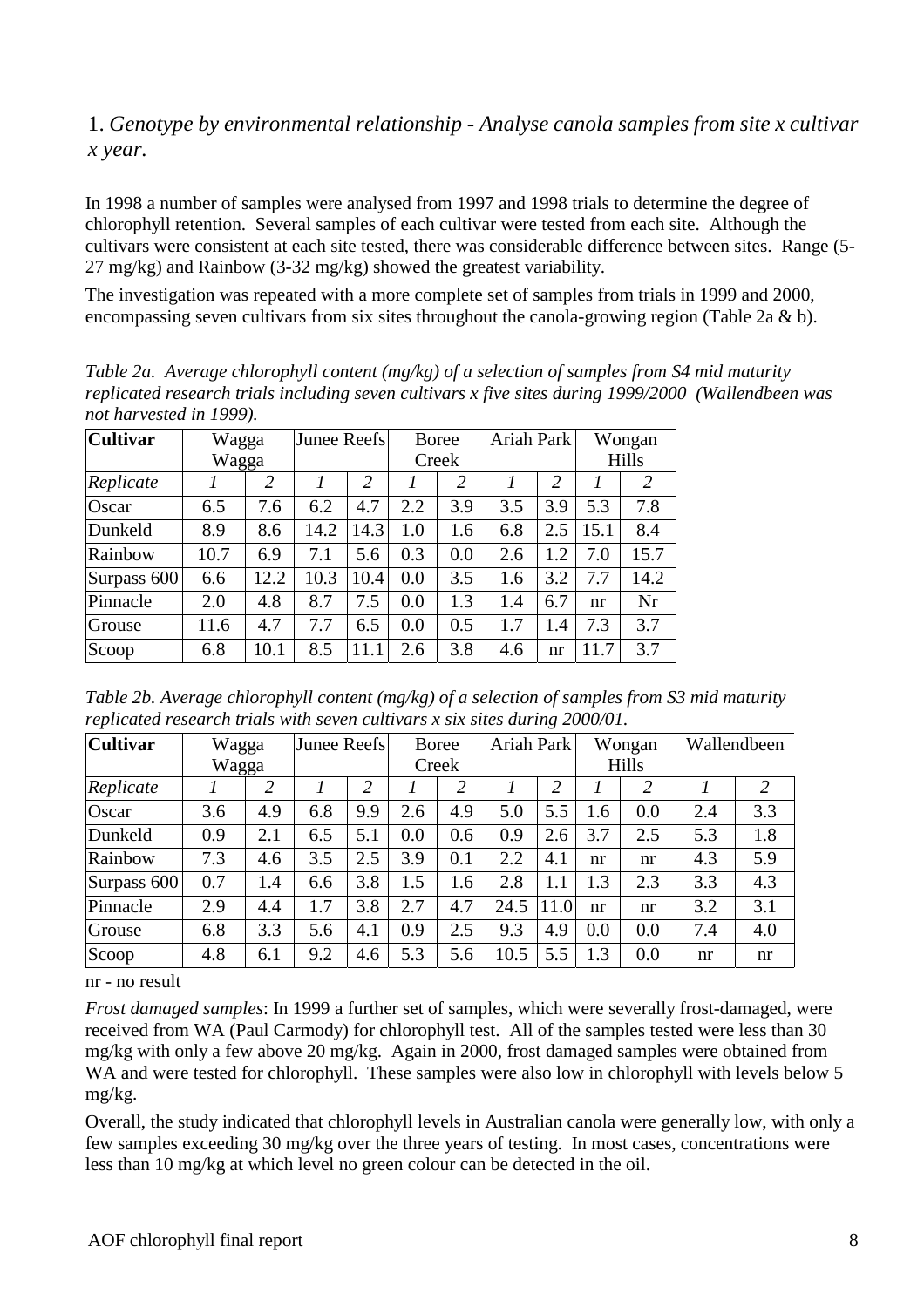1. *Genotype by environmental relationship - Analyse canola samples from site x cultivar x year.*

In 1998 a number of samples were analysed from 1997 and 1998 trials to determine the degree of chlorophyll retention. Several samples of each cultivar were tested from each site. Although the cultivars were consistent at each site tested, there was considerable difference between sites. Range (5-27 mg/kg) and Rainbow (3-32 mg/kg) showed the greatest variability.

The investigation was repeated with a more complete set of samples from trials in 1999 and 2000, encompassing seven cultivars from six sites throughout the canola-growing region (Table 2a & b).

*Table 2a. Average chlorophyll content (mg/kg) of a selection of samples from S4 mid maturity replicated research trials including seven cultivars x five sites during 1999/2000 (Wallendbeen was not harvested in 1999).*

| Cultivar | Wagga Wagga | | Junee Reefs | | Boree Creek | | Ariah Park | | Wongan Hills | |
|---|---|---|---|---|---|---|---|---|---|---|
| *Replicate* | *1* | *2* | *1* | *2* | *1* | *2* | *1* | *2* | *1* | *2* |
| Oscar | 6.5 | 7.6 | 6.2 | 4.7 | 2.2 | 3.9 | 3.5 | 3.9 | 5.3 | 7.8 |
| Dunkeld | 8.9 | 8.6 | 14.2 | 14.3 | 1.0 | 1.6 | 6.8 | 2.5 | 15.1 | 8.4 |
| Rainbow | 10.7 | 6.9 | 7.1 | 5.6 | 0.3 | 0.0 | 2.6 | 1.2 | 7.0 | 15.7 |
| Surpass 600 | 6.6 | 12.2 | 10.3 | 10.4 | 0.0 | 3.5 | 1.6 | 3.2 | 7.7 | 14.2 |
| Pinnacle | 2.0 | 4.8 | 8.7 | 7.5 | 0.0 | 1.3 | 1.4 | 6.7 | nr | Nr |
| Grouse | 11.6 | 4.7 | 7.7 | 6.5 | 0.0 | 0.5 | 1.7 | 1.4 | 7.3 | 3.7 |
| Scoop | 6.8 | 10.1 | 8.5 | 11.1 | 2.6 | 3.8 | 4.6 | nr | 11.7 | 3.7 |

*Table 2b. Average chlorophyll content (mg/kg) of a selection of samples from S3 mid maturity replicated research trials with seven cultivars x six sites during 2000/01.*

| Cultivar | Wagga Wagga | | Junee Reefs | | Boree Creek | | Ariah Park | | Wongan Hills | | Wallendbeen | |
|---|---|---|---|---|---|---|---|---|---|---|---|---|
| *Replicate* | *1* | *2* | *1* | *2* | *1* | *2* | *1* | *2* | *1* | *2* | *1* | *2* |
| Oscar | 3.6 | 4.9 | 6.8 | 9.9 | 2.6 | 4.9 | 5.0 | 5.5 | 1.6 | 0.0 | 2.4 | 3.3 |
| Dunkeld | 0.9 | 2.1 | 6.5 | 5.1 | 0.0 | 0.6 | 0.9 | 2.6 | 3.7 | 2.5 | 5.3 | 1.8 |
| Rainbow | 7.3 | 4.6 | 3.5 | 2.5 | 3.9 | 0.1 | 2.2 | 4.1 | nr | nr | 4.3 | 5.9 |
| Surpass 600 | 0.7 | 1.4 | 6.6 | 3.8 | 1.5 | 1.6 | 2.8 | 1.1 | 1.3 | 2.3 | 3.3 | 4.3 |
| Pinnacle | 2.9 | 4.4 | 1.7 | 3.8 | 2.7 | 4.7 | 24.5 | 11.0 | nr | nr | 3.2 | 3.1 |
| Grouse | 6.8 | 3.3 | 5.6 | 4.1 | 0.9 | 2.5 | 9.3 | 4.9 | 0.0 | 0.0 | 7.4 | 4.0 |
| Scoop | 4.8 | 6.1 | 9.2 | 4.6 | 5.3 | 5.6 | 10.5 | 5.5 | 1.3 | 0.0 | nr | nr |

nr - no result

*Frost damaged samples*: In 1999 a further set of samples, which were severally frost-damaged, were received from WA (Paul Carmody) for chlorophyll test. All of the samples tested were less than 30 mg/kg with only a few above 20 mg/kg. Again in 2000, frost damaged samples were obtained from WA and were tested for chlorophyll. These samples were also low in chlorophyll with levels below 5 mg/kg.

Overall, the study indicated that chlorophyll levels in Australian canola were generally low, with only a few samples exceeding 30 mg/kg over the three years of testing. In most cases, concentrations were less than 10 mg/kg at which level no green colour can be detected in the oil.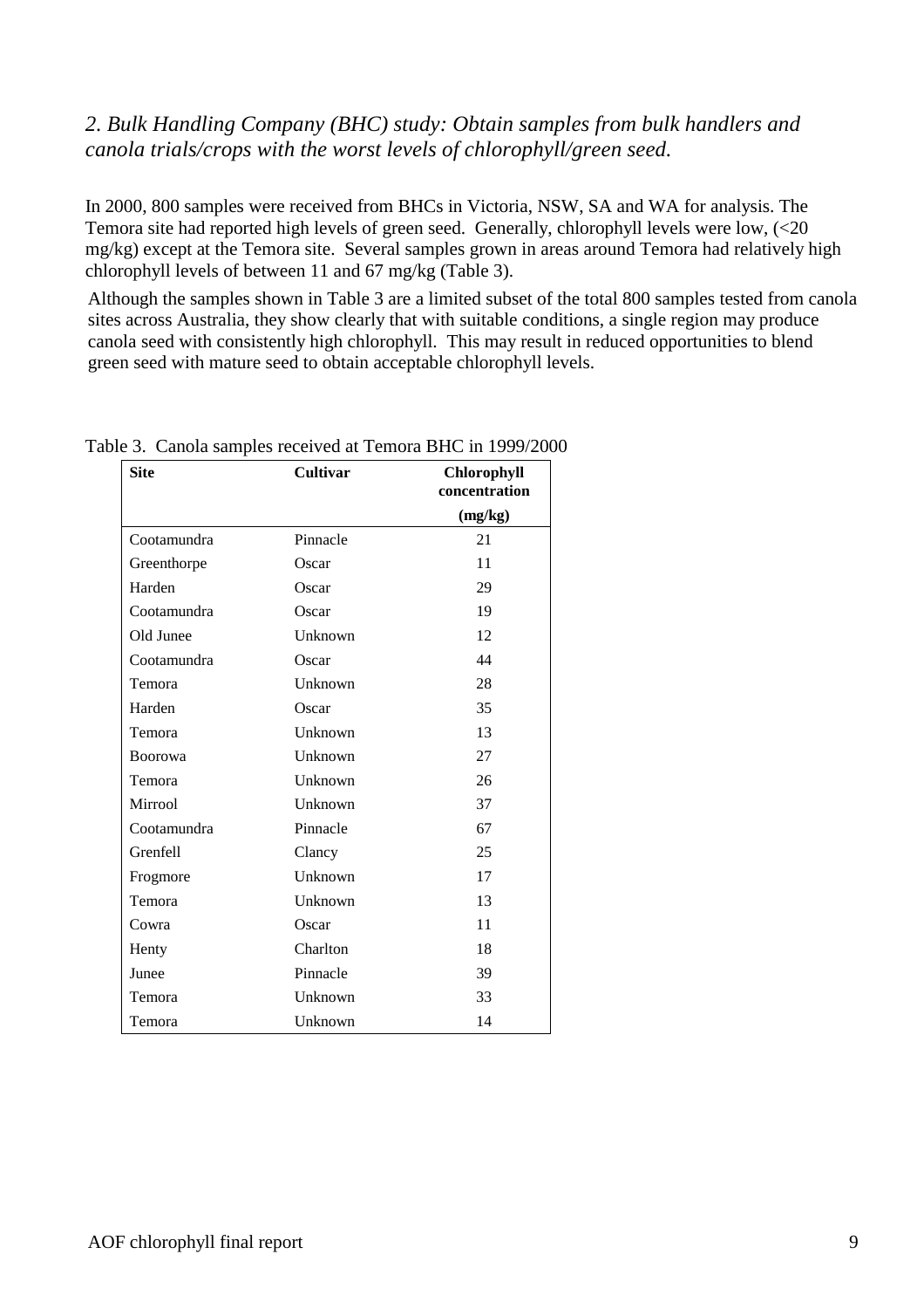## *2. Bulk Handling Company (BHC) study: Obtain samples from bulk handlers and canola trials/crops with the worst levels of chlorophyll/green seed.*

In 2000, 800 samples were received from BHCs in Victoria, NSW, SA and WA for analysis. The Temora site had reported high levels of green seed. Generally, chlorophyll levels were low, (<20 mg/kg) except at the Temora site. Several samples grown in areas around Temora had relatively high chlorophyll levels of between 11 and 67 mg/kg (Table 3).

Although the samples shown in Table 3 are a limited subset of the total 800 samples tested from canola sites across Australia, they show clearly that with suitable conditions, a single region may produce canola seed with consistently high chlorophyll. This may result in reduced opportunities to blend green seed with mature seed to obtain acceptable chlorophyll levels.

Table 3. Canola samples received at Temora BHC in 1999/2000

| Site | Cultivar | Chlorophyll concentration (mg/kg) |
|---|---|---|
| Cootamundra | Pinnacle | 21 |
| Greenthorpe | Oscar | 11 |
| Harden | Oscar | 29 |
| Cootamundra | Oscar | 19 |
| Old Junee | Unknown | 12 |
| Cootamundra | Oscar | 44 |
| Temora | Unknown | 28 |
| Harden | Oscar | 35 |
| Temora | Unknown | 13 |
| Boorowa | Unknown | 27 |
| Temora | Unknown | 26 |
| Mirrool | Unknown | 37 |
| Cootamundra | Pinnacle | 67 |
| Grenfell | Clancy | 25 |
| Frogmore | Unknown | 17 |
| Temora | Unknown | 13 |
| Cowra | Oscar | 11 |
| Henty | Charlton | 18 |
| Junee | Pinnacle | 39 |
| Temora | Unknown | 33 |
| Temora | Unknown | 14 |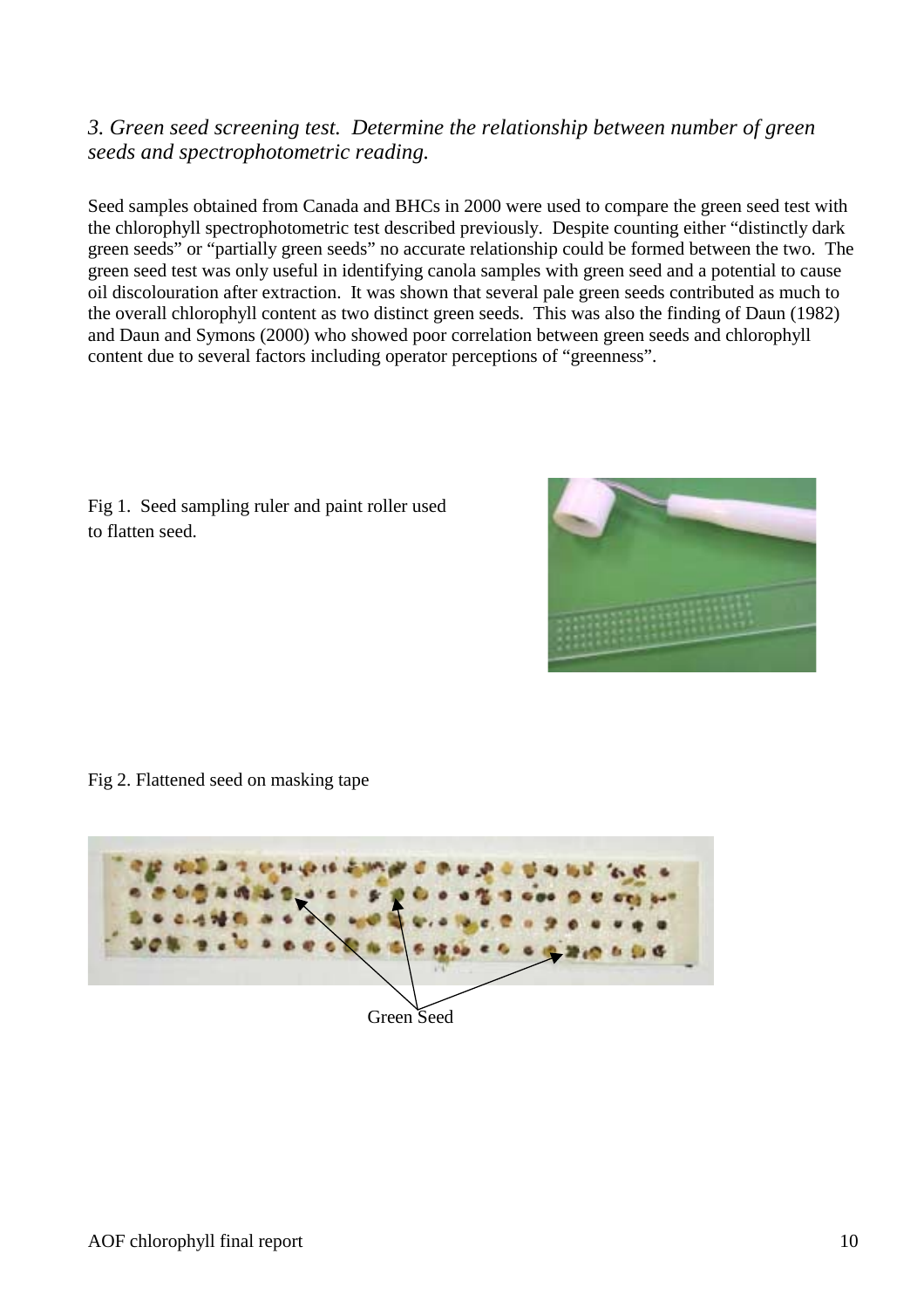*3. Green seed screening test. Determine the relationship between number of green seeds and spectrophotometric reading.*

Seed samples obtained from Canada and BHCs in 2000 were used to compare the green seed test with the chlorophyll spectrophotometric test described previously. Despite counting either "distinctly dark green seeds" or "partially green seeds" no accurate relationship could be formed between the two. The green seed test was only useful in identifying canola samples with green seed and a potential to cause oil discolouration after extraction. It was shown that several pale green seeds contributed as much to the overall chlorophyll content as two distinct green seeds. This was also the finding of Daun (1982) and Daun and Symons (2000) who showed poor correlation between green seeds and chlorophyll content due to several factors including operator perceptions of "greenness".

Fig 1. Seed sampling ruler and paint roller used to flatten seed.

Fig 2. Flattened seed on masking tape

Green Seed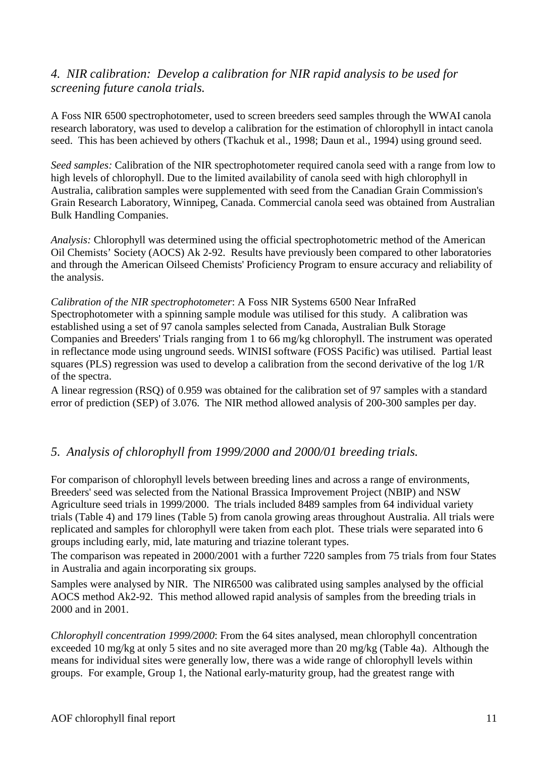## *4. NIR calibration: Develop a calibration for NIR rapid analysis to be used for screening future canola trials.*

A Foss NIR 6500 spectrophotometer, used to screen breeders seed samples through the WWAI canola research laboratory, was used to develop a calibration for the estimation of chlorophyll in intact canola seed. This has been achieved by others (Tkachuk et al., 1998; Daun et al., 1994) using ground seed.

*Seed samples:* Calibration of the NIR spectrophotometer required canola seed with a range from low to high levels of chlorophyll. Due to the limited availability of canola seed with high chlorophyll in Australia, calibration samples were supplemented with seed from the Canadian Grain Commission's Grain Research Laboratory, Winnipeg, Canada. Commercial canola seed was obtained from Australian Bulk Handling Companies.

*Analysis:* Chlorophyll was determined using the official spectrophotometric method of the American Oil Chemists' Society (AOCS) Ak 2-92. Results have previously been compared to other laboratories and through the American Oilseed Chemists' Proficiency Program to ensure accuracy and reliability of the analysis.

*Calibration of the NIR spectrophotometer*: A Foss NIR Systems 6500 Near InfraRed Spectrophotometer with a spinning sample module was utilised for this study. A calibration was established using a set of 97 canola samples selected from Canada, Australian Bulk Storage Companies and Breeders' Trials ranging from 1 to 66 mg/kg chlorophyll. The instrument was operated in reflectance mode using unground seeds. WINISI software (FOSS Pacific) was utilised. Partial least squares (PLS) regression was used to develop a calibration from the second derivative of the log 1/R of the spectra.

A linear regression (RSQ) of 0.959 was obtained for the calibration set of 97 samples with a standard error of prediction (SEP) of 3.076. The NIR method allowed analysis of 200-300 samples per day.

## *5. Analysis of chlorophyll from 1999/2000 and 2000/01 breeding trials.*

For comparison of chlorophyll levels between breeding lines and across a range of environments, Breeders' seed was selected from the National Brassica Improvement Project (NBIP) and NSW Agriculture seed trials in 1999/2000. The trials included 8489 samples from 64 individual variety trials (Table 4) and 179 lines (Table 5) from canola growing areas throughout Australia. All trials were replicated and samples for chlorophyll were taken from each plot. These trials were separated into 6 groups including early, mid, late maturing and triazine tolerant types.

The comparison was repeated in 2000/2001 with a further 7220 samples from 75 trials from four States in Australia and again incorporating six groups.

Samples were analysed by NIR. The NIR6500 was calibrated using samples analysed by the official AOCS method Ak2-92. This method allowed rapid analysis of samples from the breeding trials in 2000 and in 2001.

*Chlorophyll concentration 1999/2000*: From the 64 sites analysed, mean chlorophyll concentration exceeded 10 mg/kg at only 5 sites and no site averaged more than 20 mg/kg (Table 4a). Although the means for individual sites were generally low, there was a wide range of chlorophyll levels within groups. For example, Group 1, the National early-maturity group, had the greatest range with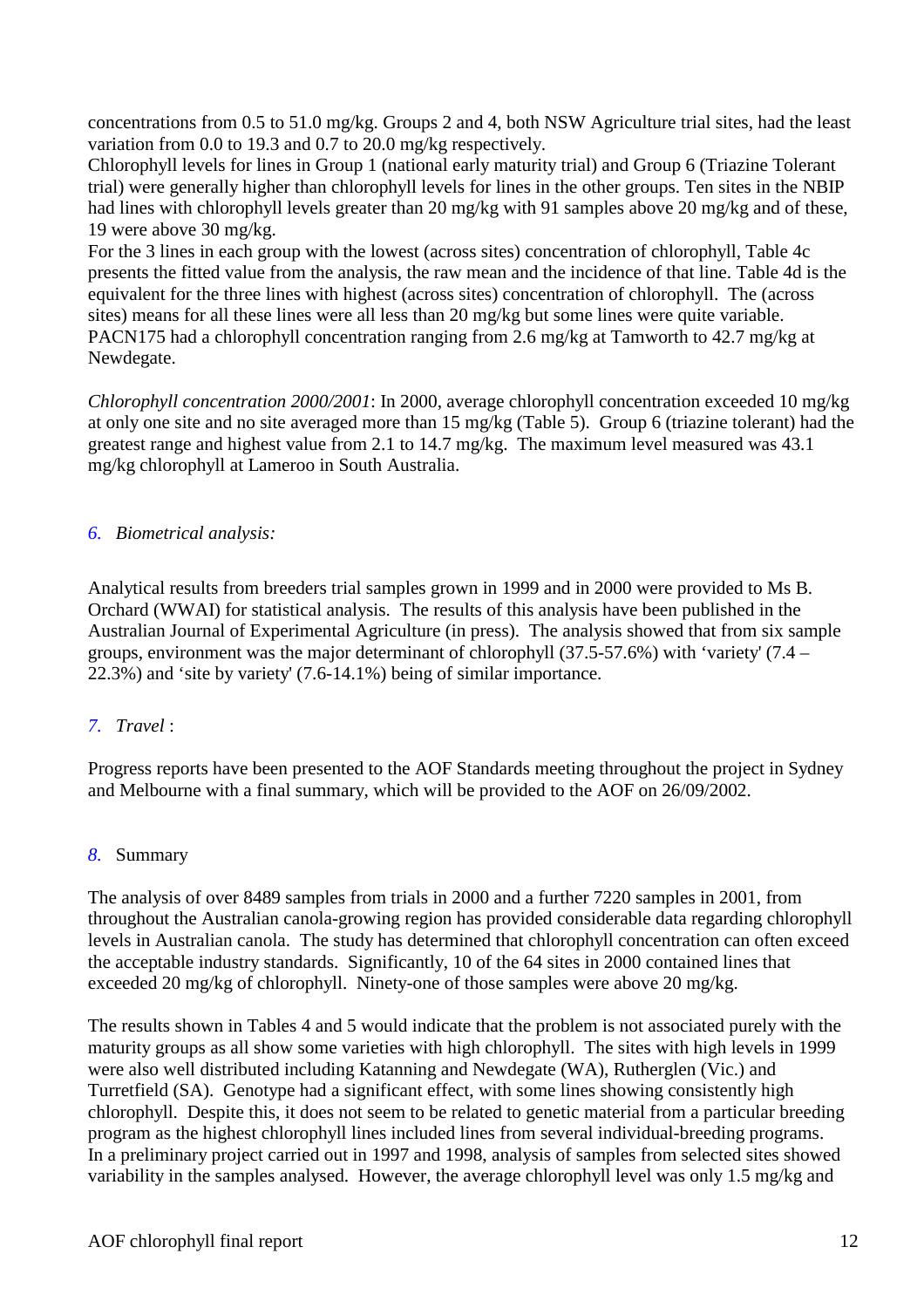concentrations from 0.5 to 51.0 mg/kg. Groups 2 and 4, both NSW Agriculture trial sites, had the least variation from 0.0 to 19.3 and 0.7 to 20.0 mg/kg respectively.
Chlorophyll levels for lines in Group 1 (national early maturity trial) and Group 6 (Triazine Tolerant trial) were generally higher than chlorophyll levels for lines in the other groups. Ten sites in the NBIP had lines with chlorophyll levels greater than 20 mg/kg with 91 samples above 20 mg/kg and of these, 19 were above 30 mg/kg.
For the 3 lines in each group with the lowest (across sites) concentration of chlorophyll, Table 4c presents the fitted value from the analysis, the raw mean and the incidence of that line. Table 4d is the equivalent for the three lines with highest (across sites) concentration of chlorophyll. The (across sites) means for all these lines were all less than 20 mg/kg but some lines were quite variable. PACN175 had a chlorophyll concentration ranging from 2.6 mg/kg at Tamworth to 42.7 mg/kg at Newdegate.

*Chlorophyll concentration 2000/2001*: In 2000, average chlorophyll concentration exceeded 10 mg/kg at only one site and no site averaged more than 15 mg/kg (Table 5). Group 6 (triazine tolerant) had the greatest range and highest value from 2.1 to 14.7 mg/kg. The maximum level measured was 43.1 mg/kg chlorophyll at Lameroo in South Australia.

## 6. *Biometrical analysis:*

Analytical results from breeders trial samples grown in 1999 and in 2000 were provided to Ms B. Orchard (WWAI) for statistical analysis. The results of this analysis have been published in the Australian Journal of Experimental Agriculture (in press). The analysis showed that from six sample groups, environment was the major determinant of chlorophyll (37.5-57.6%) with 'variety' (7.4 – 22.3%) and 'site by variety' (7.6-14.1%) being of similar importance.

## 7. *Travel* :

Progress reports have been presented to the AOF Standards meeting throughout the project in Sydney and Melbourne with a final summary, which will be provided to the AOF on 26/09/2002.

## 8. Summary

The analysis of over 8489 samples from trials in 2000 and a further 7220 samples in 2001, from throughout the Australian canola-growing region has provided considerable data regarding chlorophyll levels in Australian canola. The study has determined that chlorophyll concentration can often exceed the acceptable industry standards. Significantly, 10 of the 64 sites in 2000 contained lines that exceeded 20 mg/kg of chlorophyll. Ninety-one of those samples were above 20 mg/kg.

The results shown in Tables 4 and 5 would indicate that the problem is not associated purely with the maturity groups as all show some varieties with high chlorophyll. The sites with high levels in 1999 were also well distributed including Katanning and Newdegate (WA), Rutherglen (Vic.) and Turretfield (SA). Genotype had a significant effect, with some lines showing consistently high chlorophyll. Despite this, it does not seem to be related to genetic material from a particular breeding program as the highest chlorophyll lines included lines from several individual-breeding programs.
In a preliminary project carried out in 1997 and 1998, analysis of samples from selected sites showed variability in the samples analysed. However, the average chlorophyll level was only 1.5 mg/kg and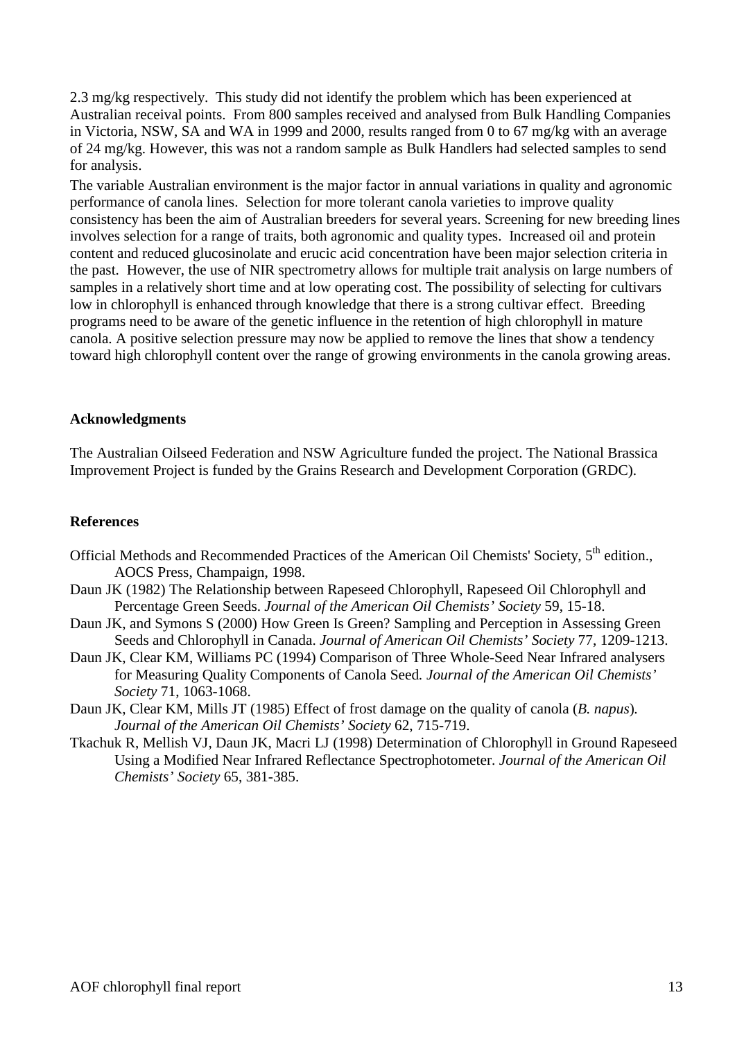2.3 mg/kg respectively. This study did not identify the problem which has been experienced at Australian receival points. From 800 samples received and analysed from Bulk Handling Companies in Victoria, NSW, SA and WA in 1999 and 2000, results ranged from 0 to 67 mg/kg with an average of 24 mg/kg. However, this was not a random sample as Bulk Handlers had selected samples to send for analysis.

The variable Australian environment is the major factor in annual variations in quality and agronomic performance of canola lines. Selection for more tolerant canola varieties to improve quality consistency has been the aim of Australian breeders for several years. Screening for new breeding lines involves selection for a range of traits, both agronomic and quality types. Increased oil and protein content and reduced glucosinolate and erucic acid concentration have been major selection criteria in the past. However, the use of NIR spectrometry allows for multiple trait analysis on large numbers of samples in a relatively short time and at low operating cost. The possibility of selecting for cultivars low in chlorophyll is enhanced through knowledge that there is a strong cultivar effect. Breeding programs need to be aware of the genetic influence in the retention of high chlorophyll in mature canola. A positive selection pressure may now be applied to remove the lines that show a tendency toward high chlorophyll content over the range of growing environments in the canola growing areas.

**Acknowledgments**

The Australian Oilseed Federation and NSW Agriculture funded the project. The National Brassica Improvement Project is funded by the Grains Research and Development Corporation (GRDC).

**References**

Official Methods and Recommended Practices of the American Oil Chemists' Society, 5th edition., AOCS Press, Champaign, 1998.

Daun JK (1982) The Relationship between Rapeseed Chlorophyll, Rapeseed Oil Chlorophyll and Percentage Green Seeds. *Journal of the American Oil Chemists' Society* 59, 15-18.

Daun JK, and Symons S (2000) How Green Is Green? Sampling and Perception in Assessing Green Seeds and Chlorophyll in Canada. *Journal of American Oil Chemists' Society* 77, 1209-1213.

Daun JK, Clear KM, Williams PC (1994) Comparison of Three Whole-Seed Near Infrared analysers for Measuring Quality Components of Canola Seed. *Journal of the American Oil Chemists' Society* 71, 1063-1068.

Daun JK, Clear KM, Mills JT (1985) Effect of frost damage on the quality of canola (*B. napus*). *Journal of the American Oil Chemists' Society* 62, 715-719.

Tkachuk R, Mellish VJ, Daun JK, Macri LJ (1998) Determination of Chlorophyll in Ground Rapeseed Using a Modified Near Infrared Reflectance Spectrophotometer. *Journal of the American Oil Chemists' Society* 65, 381-385.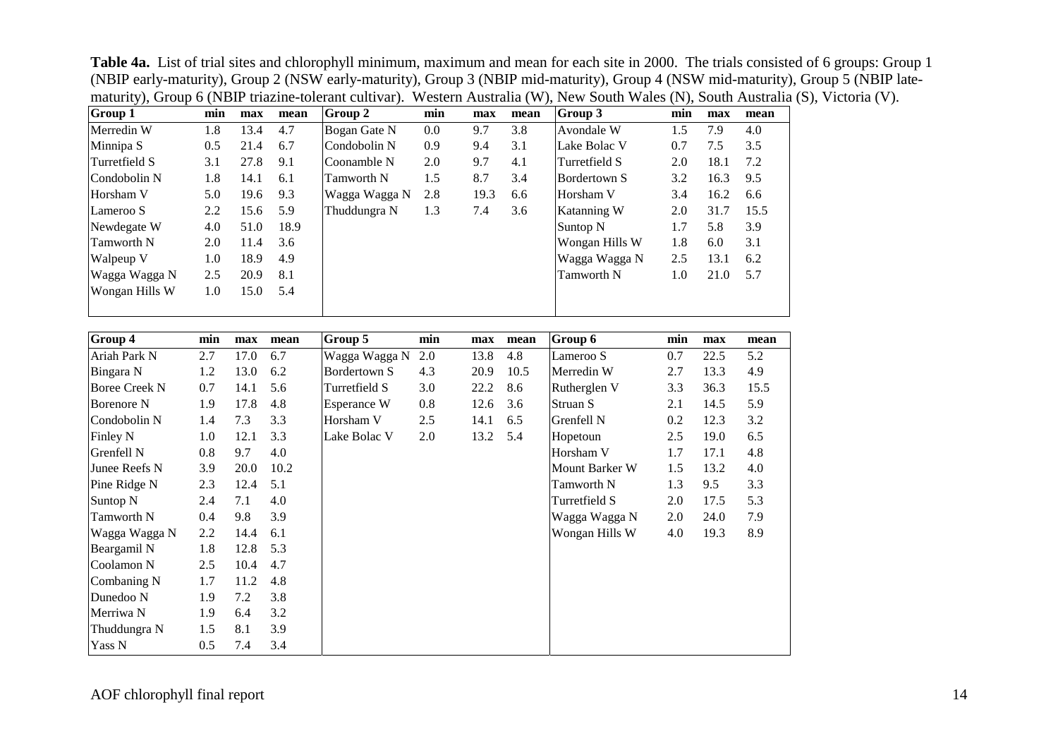**Table 4a.** List of trial sites and chlorophyll minimum, maximum and mean for each site in 2000. The trials consisted of 6 groups: Group 1 (NBIP early-maturity), Group 2 (NSW early-maturity), Group 3 (NBIP mid-maturity), Group 4 (NSW mid-maturity), Group 5 (NBIP late-maturity), Group 6 (NBIP triazine-tolerant cultivar). Western Australia (W), New South Wales (N), South Australia (S), Victoria (V).

| Group 1 | min | max | mean | Group 2 | min | max | mean | Group 3 | min | max | mean |
|---|---|---|---|---|---|---|---|---|---|---|---|
| Merredin W | 1.8 | 13.4 | 4.7 | Bogan Gate N | 0.0 | 9.7 | 3.8 | Avondale W | 1.5 | 7.9 | 4.0 |
| Minnipa S | 0.5 | 21.4 | 6.7 | Condobolin N | 0.9 | 9.4 | 3.1 | Lake Bolac V | 0.7 | 7.5 | 3.5 |
| Turretfield S | 3.1 | 27.8 | 9.1 | Coonamble N | 2.0 | 9.7 | 4.1 | Turretfield S | 2.0 | 18.1 | 7.2 |
| Condobolin N | 1.8 | 14.1 | 6.1 | Tamworth N | 1.5 | 8.7 | 3.4 | Bordertown S | 3.2 | 16.3 | 9.5 |
| Horsham V | 5.0 | 19.6 | 9.3 | Wagga Wagga N | 2.8 | 19.3 | 6.6 | Horsham V | 3.4 | 16.2 | 6.6 |
| Lameroo S | 2.2 | 15.6 | 5.9 | Thuddungra N | 1.3 | 7.4 | 3.6 | Katanning W | 2.0 | 31.7 | 15.5 |
| Newdegate W | 4.0 | 51.0 | 18.9 | | | | | Suntop N | 1.7 | 5.8 | 3.9 |
| Tamworth N | 2.0 | 11.4 | 3.6 | | | | | Wongan Hills W | 1.8 | 6.0 | 3.1 |
| Walpeup V | 1.0 | 18.9 | 4.9 | | | | | Wagga Wagga N | 2.5 | 13.1 | 6.2 |
| Wagga Wagga N | 2.5 | 20.9 | 8.1 | | | | | Tamworth N | 1.0 | 21.0 | 5.7 |
| Wongan Hills W | 1.0 | 15.0 | 5.4 | | | | | | | | |

| Group 4 | min | max | mean | Group 5 | min | max | mean | Group 6 | min | max | mean |
|---|---|---|---|---|---|---|---|---|---|---|---|
| Ariah Park N | 2.7 | 17.0 | 6.7 | Wagga Wagga N | 2.0 | 13.8 | 4.8 | Lameroo S | 0.7 | 22.5 | 5.2 |
| Bingara N | 1.2 | 13.0 | 6.2 | Bordertown S | 4.3 | 20.9 | 10.5 | Merredin W | 2.7 | 13.3 | 4.9 |
| Boree Creek N | 0.7 | 14.1 | 5.6 | Turretfield S | 3.0 | 22.2 | 8.6 | Rutherglen V | 3.3 | 36.3 | 15.5 |
| Borenore N | 1.9 | 17.8 | 4.8 | Esperance W | 0.8 | 12.6 | 3.6 | Struan S | 2.1 | 14.5 | 5.9 |
| Condobolin N | 1.4 | 7.3 | 3.3 | Horsham V | 2.5 | 14.1 | 6.5 | Grenfell N | 0.2 | 12.3 | 3.2 |
| Finley N | 1.0 | 12.1 | 3.3 | Lake Bolac V | 2.0 | 13.2 | 5.4 | Hopetoun | 2.5 | 19.0 | 6.5 |
| Grenfell N | 0.8 | 9.7 | 4.0 | | | | | Horsham V | 1.7 | 17.1 | 4.8 |
| Junee Reefs N | 3.9 | 20.0 | 10.2 | | | | | Mount Barker W | 1.5 | 13.2 | 4.0 |
| Pine Ridge N | 2.3 | 12.4 | 5.1 | | | | | Tamworth N | 1.3 | 9.5 | 3.3 |
| Suntop N | 2.4 | 7.1 | 4.0 | | | | | Turretfield S | 2.0 | 17.5 | 5.3 |
| Tamworth N | 0.4 | 9.8 | 3.9 | | | | | Wagga Wagga N | 2.0 | 24.0 | 7.9 |
| Wagga Wagga N | 2.2 | 14.4 | 6.1 | | | | | Wongan Hills W | 4.0 | 19.3 | 8.9 |
| Beargamil N | 1.8 | 12.8 | 5.3 | | | | | | | | |
| Coolamon N | 2.5 | 10.4 | 4.7 | | | | | | | | |
| Combaning N | 1.7 | 11.2 | 4.8 | | | | | | | | |
| Dunedoo N | 1.9 | 7.2 | 3.8 | | | | | | | | |
| Merriwa N | 1.9 | 6.4 | 3.2 | | | | | | | | |
| Thuddungra N | 1.5 | 8.1 | 3.9 | | | | | | | | |
| Yass N | 0.5 | 7.4 | 3.4 | | | | | | | | |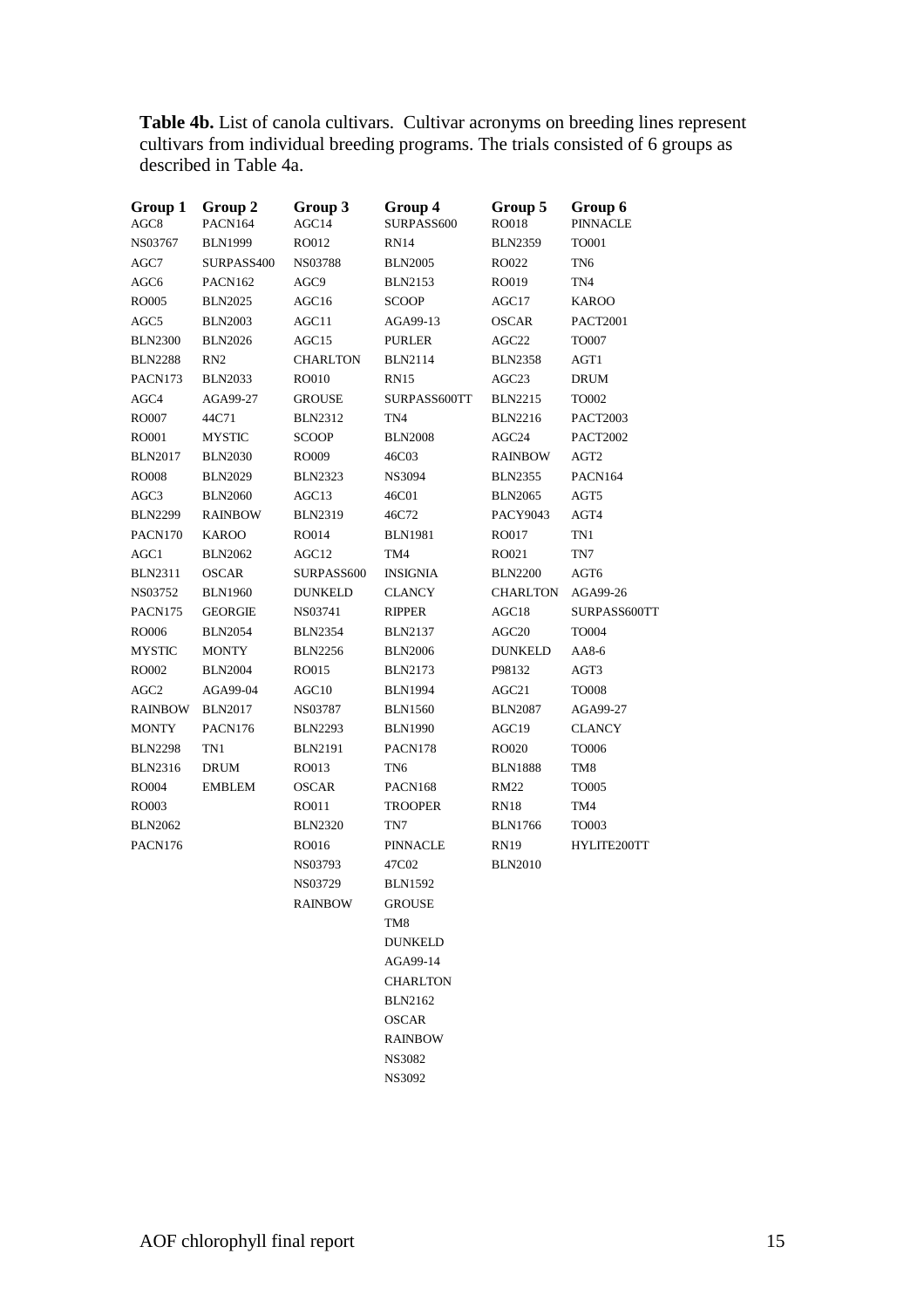**Table 4b.** List of canola cultivars. Cultivar acronyms on breeding lines represent cultivars from individual breeding programs. The trials consisted of 6 groups as described in Table 4a.

| Group 1 | Group 2 | Group 3 | Group 4 | Group 5 | Group 6 |
|---|---|---|---|---|---|
| AGC8 | PACN164 | AGC14 | SURPASS600 | RO018 | PINNACLE |
| NS03767 | BLN1999 | RO012 | RN14 | BLN2359 | TO001 |
| AGC7 | SURPASS400 | NS03788 | BLN2005 | RO022 | TN6 |
| AGC6 | PACN162 | AGC9 | BLN2153 | RO019 | TN4 |
| RO005 | BLN2025 | AGC16 | SCOOP | AGC17 | KAROO |
| AGC5 | BLN2003 | AGC11 | AGA99-13 | OSCAR | PACT2001 |
| BLN2300 | BLN2026 | AGC15 | PURLER | AGC22 | TO007 |
| BLN2288 | RN2 | CHARLTON | BLN2114 | BLN2358 | AGT1 |
| PACN173 | BLN2033 | RO010 | RN15 | AGC23 | DRUM |
| AGC4 | AGA99-27 | GROUSE | SURPASS600TT | BLN2215 | TO002 |
| RO007 | 44C71 | BLN2312 | TN4 | BLN2216 | PACT2003 |
| RO001 | MYSTIC | SCOOP | BLN2008 | AGC24 | PACT2002 |
| BLN2017 | BLN2030 | RO009 | 46C03 | RAINBOW | AGT2 |
| RO008 | BLN2029 | BLN2323 | NS3094 | BLN2355 | PACN164 |
| AGC3 | BLN2060 | AGC13 | 46C01 | BLN2065 | AGT5 |
| BLN2299 | RAINBOW | BLN2319 | 46C72 | PACY9043 | AGT4 |
| PACN170 | KAROO | RO014 | BLN1981 | RO017 | TN1 |
| AGC1 | BLN2062 | AGC12 | TM4 | RO021 | TN7 |
| BLN2311 | OSCAR | SURPASS600 | INSIGNIA | BLN2200 | AGT6 |
| NS03752 | BLN1960 | DUNKELD | CLANCY | CHARLTON | AGA99-26 |
| PACN175 | GEORGIE | NS03741 | RIPPER | AGC18 | SURPASS600TT |
| RO006 | BLN2054 | BLN2354 | BLN2137 | AGC20 | TO004 |
| MYSTIC | MONTY | BLN2256 | BLN2006 | DUNKELD | AA8-6 |
| RO002 | BLN2004 | RO015 | BLN2173 | P98132 | AGT3 |
| AGC2 | AGA99-04 | AGC10 | BLN1994 | AGC21 | TO008 |
| RAINBOW | BLN2017 | NS03787 | BLN1560 | BLN2087 | AGA99-27 |
| MONTY | PACN176 | BLN2293 | BLN1990 | AGC19 | CLANCY |
| BLN2298 | TN1 | BLN2191 | PACN178 | RO020 | TO006 |
| BLN2316 | DRUM | RO013 | TN6 | BLN1888 | TM8 |
| RO004 | EMBLEM | OSCAR | PACN168 | RM22 | TO005 |
| RO003 | | RO011 | TROOPER | RN18 | TM4 |
| BLN2062 | | BLN2320 | TN7 | BLN1766 | TO003 |
| PACN176 | | RO016 | PINNACLE | RN19 | HYLITE200TT |
| | | NS03793 | 47C02 | BLN2010 | |
| | | NS03729 | BLN1592 | | |
| | | RAINBOW | GROUSE | | |
| | | | TM8 | | |
| | | | DUNKELD | | |
| | | | AGA99-14 | | |
| | | | CHARLTON | | |
| | | | BLN2162 | | |
| | | | OSCAR | | |
| | | | RAINBOW | | |
| | | | NS3082 | | |
| | | | NS3092 | | |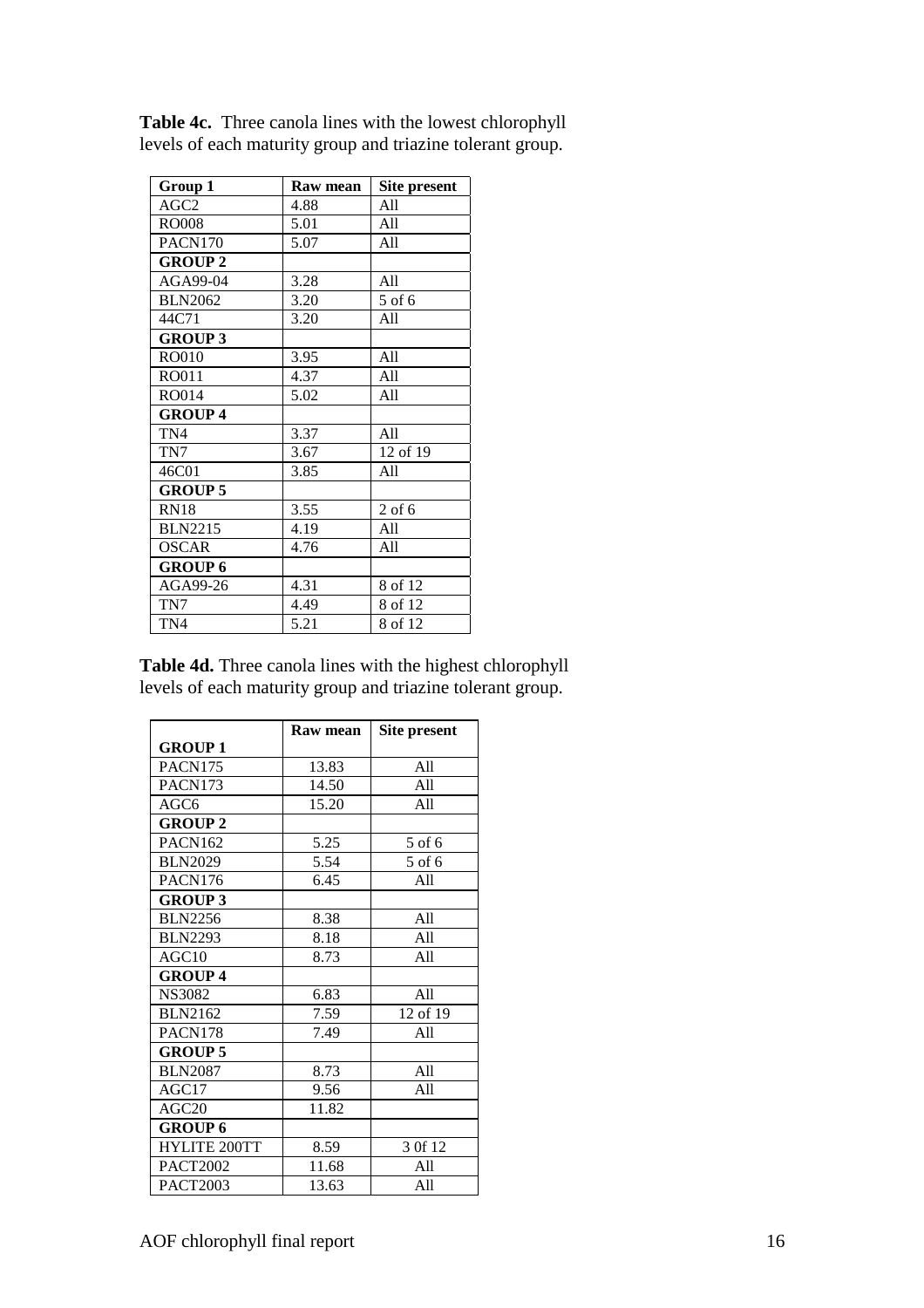**Table 4c.** Three canola lines with the lowest chlorophyll levels of each maturity group and triazine tolerant group.

| Group 1 | Raw mean | Site present |
|---|---|---|
| AGC2 | 4.88 | All |
| RO008 | 5.01 | All |
| PACN170 | 5.07 | All |
| **GROUP 2** | | |
| AGA99-04 | 3.28 | All |
| BLN2062 | 3.20 | 5 of 6 |
| 44C71 | 3.20 | All |
| **GROUP 3** | | |
| RO010 | 3.95 | All |
| RO011 | 4.37 | All |
| RO014 | 5.02 | All |
| **GROUP 4** | | |
| TN4 | 3.37 | All |
| TN7 | 3.67 | 12 of 19 |
| 46C01 | 3.85 | All |
| **GROUP 5** | | |
| RN18 | 3.55 | 2 of 6 |
| BLN2215 | 4.19 | All |
| OSCAR | 4.76 | All |
| **GROUP 6** | | |
| AGA99-26 | 4.31 | 8 of 12 |
| TN7 | 4.49 | 8 of 12 |
| TN4 | 5.21 | 8 of 12 |

**Table 4d.** Three canola lines with the highest chlorophyll levels of each maturity group and triazine tolerant group.

| | Raw mean | Site present |
|---|---|---|
| **GROUP 1** | | |
| PACN175 | 13.83 | All |
| PACN173 | 14.50 | All |
| AGC6 | 15.20 | All |
| **GROUP 2** | | |
| PACN162 | 5.25 | 5 of 6 |
| BLN2029 | 5.54 | 5 of 6 |
| PACN176 | 6.45 | All |
| **GROUP 3** | | |
| BLN2256 | 8.38 | All |
| BLN2293 | 8.18 | All |
| AGC10 | 8.73 | All |
| **GROUP 4** | | |
| NS3082 | 6.83 | All |
| BLN2162 | 7.59 | 12 of 19 |
| PACN178 | 7.49 | All |
| **GROUP 5** | | |
| BLN2087 | 8.73 | All |
| AGC17 | 9.56 | All |
| AGC20 | 11.82 | |
| **GROUP 6** | | |
| HYLITE 200TT | 8.59 | 3 0f 12 |
| PACT2002 | 11.68 | All |
| PACT2003 | 13.63 | All |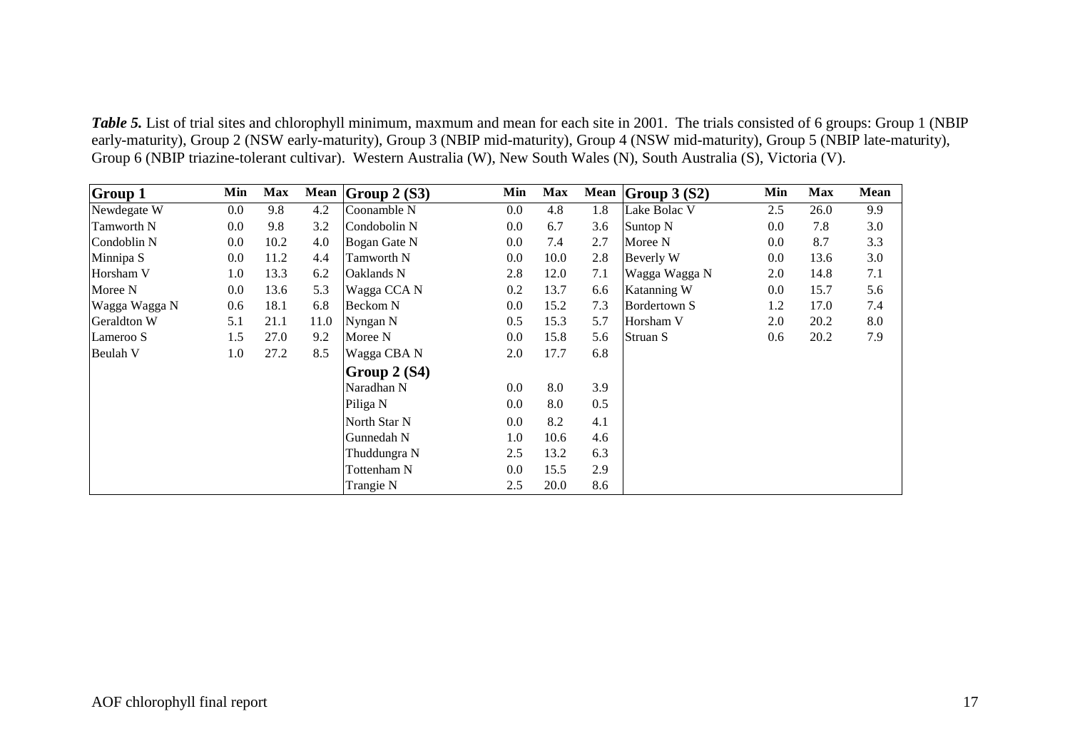***Table 5.*** List of trial sites and chlorophyll minimum, maxmum and mean for each site in 2001. The trials consisted of 6 groups: Group 1 (NBIP early-maturity), Group 2 (NSW early-maturity), Group 3 (NBIP mid-maturity), Group 4 (NSW mid-maturity), Group 5 (NBIP late-maturity), Group 6 (NBIP triazine-tolerant cultivar). Western Australia (W), New South Wales (N), South Australia (S), Victoria (V).

| **Group 1** | **Min** | **Max** | **Mean** | **Group 2 (S3)** | **Min** | **Max** | **Mean** | **Group 3 (S2)** | **Min** | **Max** | **Mean** |
|---|---|---|---|---|---|---|---|---|---|---|---|
| Newdegate W | 0.0 | 9.8 | 4.2 | Coonamble N | 0.0 | 4.8 | 1.8 | Lake Bolac V | 2.5 | 26.0 | 9.9 |
| Tamworth N | 0.0 | 9.8 | 3.2 | Condobolin N | 0.0 | 6.7 | 3.6 | Suntop N | 0.0 | 7.8 | 3.0 |
| Condoblin N | 0.0 | 10.2 | 4.0 | Bogan Gate N | 0.0 | 7.4 | 2.7 | Moree N | 0.0 | 8.7 | 3.3 |
| Minnipa S | 0.0 | 11.2 | 4.4 | Tamworth N | 0.0 | 10.0 | 2.8 | Beverly W | 0.0 | 13.6 | 3.0 |
| Horsham V | 1.0 | 13.3 | 6.2 | Oaklands N | 2.8 | 12.0 | 7.1 | Wagga Wagga N | 2.0 | 14.8 | 7.1 |
| Moree N | 0.0 | 13.6 | 5.3 | Wagga CCA N | 0.2 | 13.7 | 6.6 | Katanning W | 0.0 | 15.7 | 5.6 |
| Wagga Wagga N | 0.6 | 18.1 | 6.8 | Beckom N | 0.0 | 15.2 | 7.3 | Bordertown S | 1.2 | 17.0 | 7.4 |
| Geraldton W | 5.1 | 21.1 | 11.0 | Nyngan N | 0.5 | 15.3 | 5.7 | Horsham V | 2.0 | 20.2 | 8.0 |
| Lameroo S | 1.5 | 27.0 | 9.2 | Moree N | 0.0 | 15.8 | 5.6 | Struan S | 0.6 | 20.2 | 7.9 |
| Beulah V | 1.0 | 27.2 | 8.5 | Wagga CBA N | 2.0 | 17.7 | 6.8 | | | | |
| | | | | **Group 2 (S4)** | | | | | | | |
| | | | | Naradhan N | 0.0 | 8.0 | 3.9 | | | | |
| | | | | Piliga N | 0.0 | 8.0 | 0.5 | | | | |
| | | | | North Star N | 0.0 | 8.2 | 4.1 | | | | |
| | | | | Gunnedah N | 1.0 | 10.6 | 4.6 | | | | |
| | | | | Thuddungra N | 2.5 | 13.2 | 6.3 | | | | |
| | | | | Tottenham N | 0.0 | 15.5 | 2.9 | | | | |
| | | | | Trangie N | 2.5 | 20.0 | 8.6 | | | | |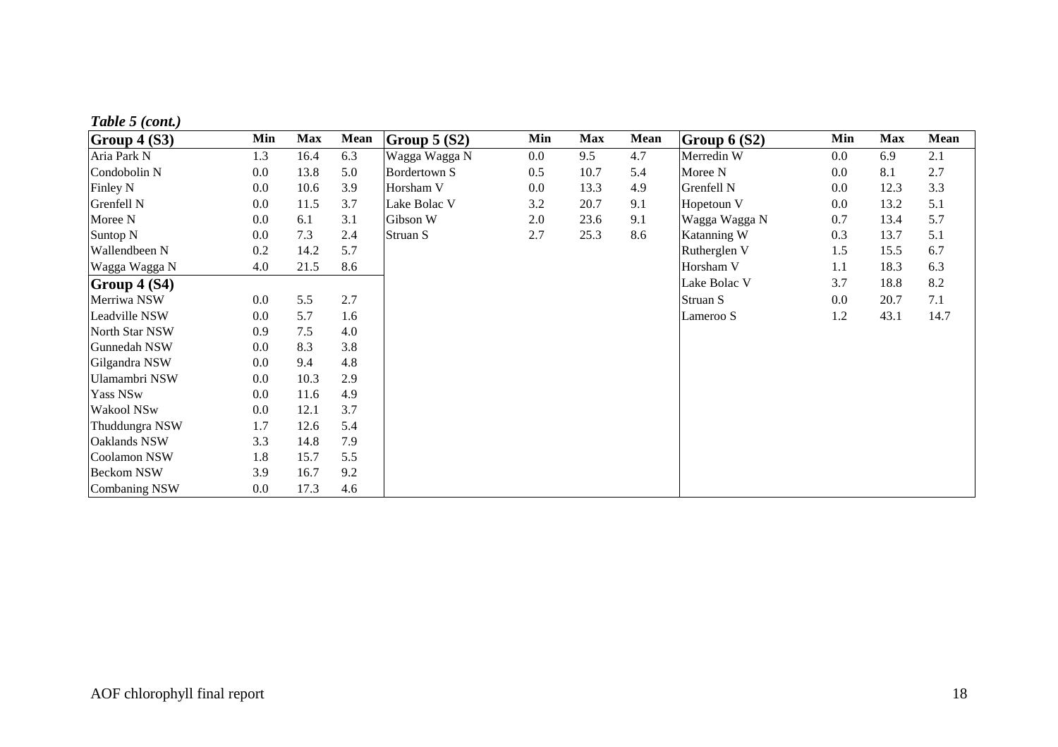*Table 5 (cont.)*

| Group 4 (S3) | Min | Max | Mean | Group 5 (S2) | Min | Max | Mean | Group 6 (S2) | Min | Max | Mean |
|---|---|---|---|---|---|---|---|---|---|---|---|
| Aria Park N | 1.3 | 16.4 | 6.3 | Wagga Wagga N | 0.0 | 9.5 | 4.7 | Merredin W | 0.0 | 6.9 | 2.1 |
| Condobolin N | 0.0 | 13.8 | 5.0 | Bordertown S | 0.5 | 10.7 | 5.4 | Moree N | 0.0 | 8.1 | 2.7 |
| Finley N | 0.0 | 10.6 | 3.9 | Horsham V | 0.0 | 13.3 | 4.9 | Grenfell N | 0.0 | 12.3 | 3.3 |
| Grenfell N | 0.0 | 11.5 | 3.7 | Lake Bolac V | 3.2 | 20.7 | 9.1 | Hopetoun V | 0.0 | 13.2 | 5.1 |
| Moree N | 0.0 | 6.1 | 3.1 | Gibson W | 2.0 | 23.6 | 9.1 | Wagga Wagga N | 0.7 | 13.4 | 5.7 |
| Suntop N | 0.0 | 7.3 | 2.4 | Struan S | 2.7 | 25.3 | 8.6 | Katanning W | 0.3 | 13.7 | 5.1 |
| Wallendbeen N | 0.2 | 14.2 | 5.7 | | | | | Rutherglen V | 1.5 | 15.5 | 6.7 |
| Wagga Wagga N | 4.0 | 21.5 | 8.6 | | | | | Horsham V | 1.1 | 18.3 | 6.3 |
| **Group 4 (S4)** | | | | | | | | Lake Bolac V | 3.7 | 18.8 | 8.2 |
| Merriwa NSW | 0.0 | 5.5 | 2.7 | | | | | Struan S | 0.0 | 20.7 | 7.1 |
| Leadville NSW | 0.0 | 5.7 | 1.6 | | | | | Lameroo S | 1.2 | 43.1 | 14.7 |
| North Star NSW | 0.9 | 7.5 | 4.0 | | | | | | | | |
| Gunnedah NSW | 0.0 | 8.3 | 3.8 | | | | | | | | |
| Gilgandra NSW | 0.0 | 9.4 | 4.8 | | | | | | | | |
| Ulamambri NSW | 0.0 | 10.3 | 2.9 | | | | | | | | |
| Yass NSw | 0.0 | 11.6 | 4.9 | | | | | | | | |
| Wakool NSw | 0.0 | 12.1 | 3.7 | | | | | | | | |
| Thuddungra NSW | 1.7 | 12.6 | 5.4 | | | | | | | | |
| Oaklands NSW | 3.3 | 14.8 | 7.9 | | | | | | | | |
| Coolamon NSW | 1.8 | 15.7 | 5.5 | | | | | | | | |
| Beckom NSW | 3.9 | 16.7 | 9.2 | | | | | | | | |
| Combaning NSW | 0.0 | 17.3 | 4.6 | | | | | | | | |